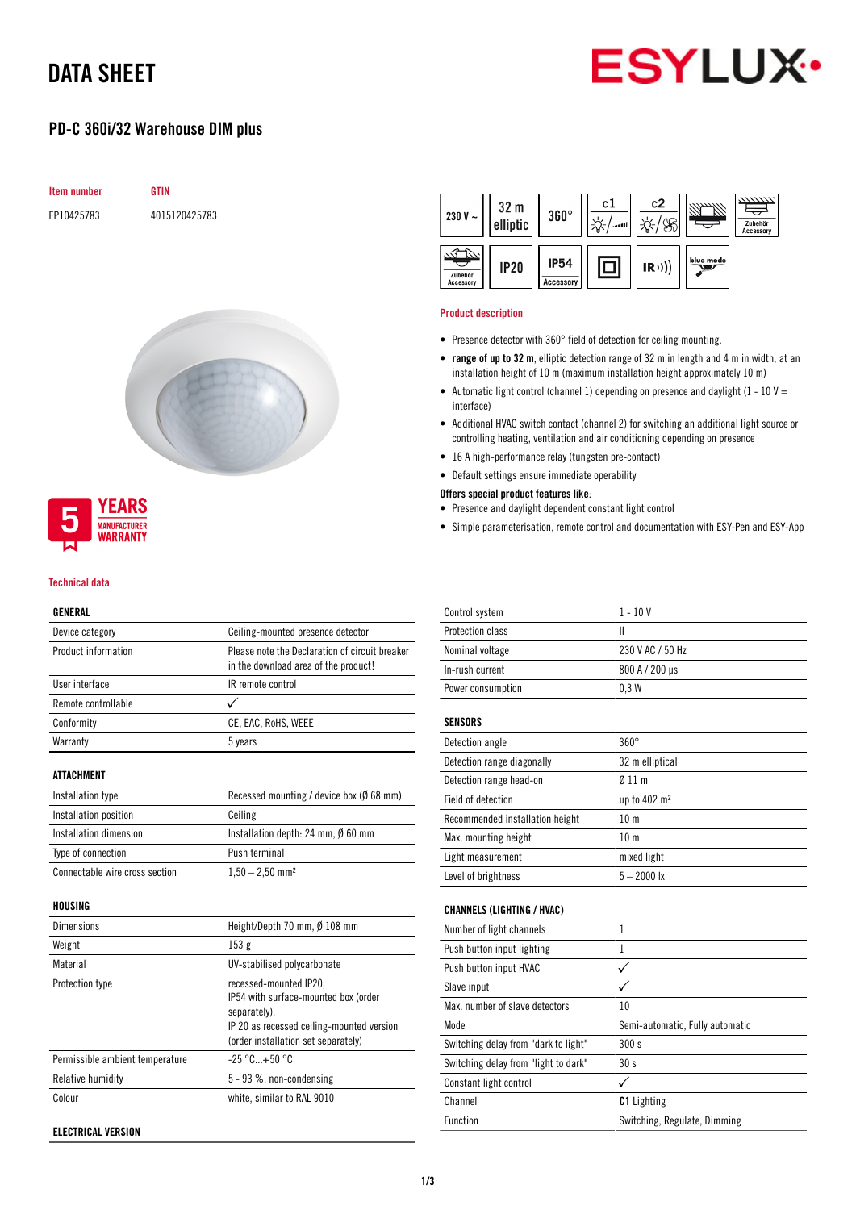# DATA SHEET

## PD-C 360i/32 Warehouse DIM plus

| Item number | GTIN |
|---|---|
| EP10425783 | 4015120425783 |

5 YEARS MANUFACTURER WARRANTY

### Product description

- Presence detector with 360° field of detection for ceiling mounting.
- **range of up to 32 m**, elliptic detection range of 32 m in length and 4 m in width, at an installation height of 10 m (maximum installation height approximately 10 m)
- Automatic light control (channel 1) depending on presence and daylight (1 - 10 V = interface)
- Additional HVAC switch contact (channel 2) for switching an additional light source or controlling heating, ventilation and air conditioning depending on presence
- 16 A high-performance relay (tungsten pre-contact)
- Default settings ensure immediate operability

**Offers special product features like:**

- Presence and daylight dependent constant light control
- Simple parameterisation, remote control and documentation with ESY-Pen and ESY-App

### Technical data

| GENERAL | |
|---|---|
| Device category | Ceiling-mounted presence detector |
| Product information | Please note the Declaration of circuit breaker in the download area of the product! |
| User interface | IR remote control |
| Remote controllable | ✓ |
| Conformity | CE, EAC, RoHS, WEEE |
| Warranty | 5 years |

| ATTACHMENT | |
|---|---|
| Installation type | Recessed mounting / device box (Ø 68 mm) |
| Installation position | Ceiling |
| Installation dimension | Installation depth: 24 mm, Ø 60 mm |
| Type of connection | Push terminal |
| Connectable wire cross section | 1,50 – 2,50 mm² |

| HOUSING | |
|---|---|
| Dimensions | Height/Depth 70 mm, Ø 108 mm |
| Weight | 153 g |
| Material | UV-stabilised polycarbonate |
| Protection type | recessed-mounted IP20, IP54 with surface-mounted box (order separately), IP 20 as recessed ceiling-mounted version (order installation set separately) |
| Permissible ambient temperature | -25 °C...+50 °C |
| Relative humidity | 5 - 93 %, non-condensing |
| Colour | white, similar to RAL 9010 |

| ELECTRICAL VERSION | |
|---|---|
| Control system | 1 - 10 V |
| Protection class | II |
| Nominal voltage | 230 V AC / 50 Hz |
| In-rush current | 800 A / 200 µs |
| Power consumption | 0,3 W |

| SENSORS | |
|---|---|
| Detection angle | 360° |
| Detection range diagonally | 32 m elliptical |
| Detection range head-on | Ø 11 m |
| Field of detection | up to 402 m² |
| Recommended installation height | 10 m |
| Max. mounting height | 10 m |
| Light measurement | mixed light |
| Level of brightness | 5 – 2000 lx |

| CHANNELS (LIGHTING / HVAC) | |
|---|---|
| Number of light channels | 1 |
| Push button input lighting | 1 |
| Push button input HVAC | ✓ |
| Slave input | ✓ |
| Max. number of slave detectors | 10 |
| Mode | Semi-automatic, Fully automatic |
| Switching delay from "dark to light" | 300 s |
| Switching delay from "light to dark" | 30 s |
| Constant light control | ✓ |
| Channel | **C1** Lighting |
| Function | Switching, Regulate, Dimming |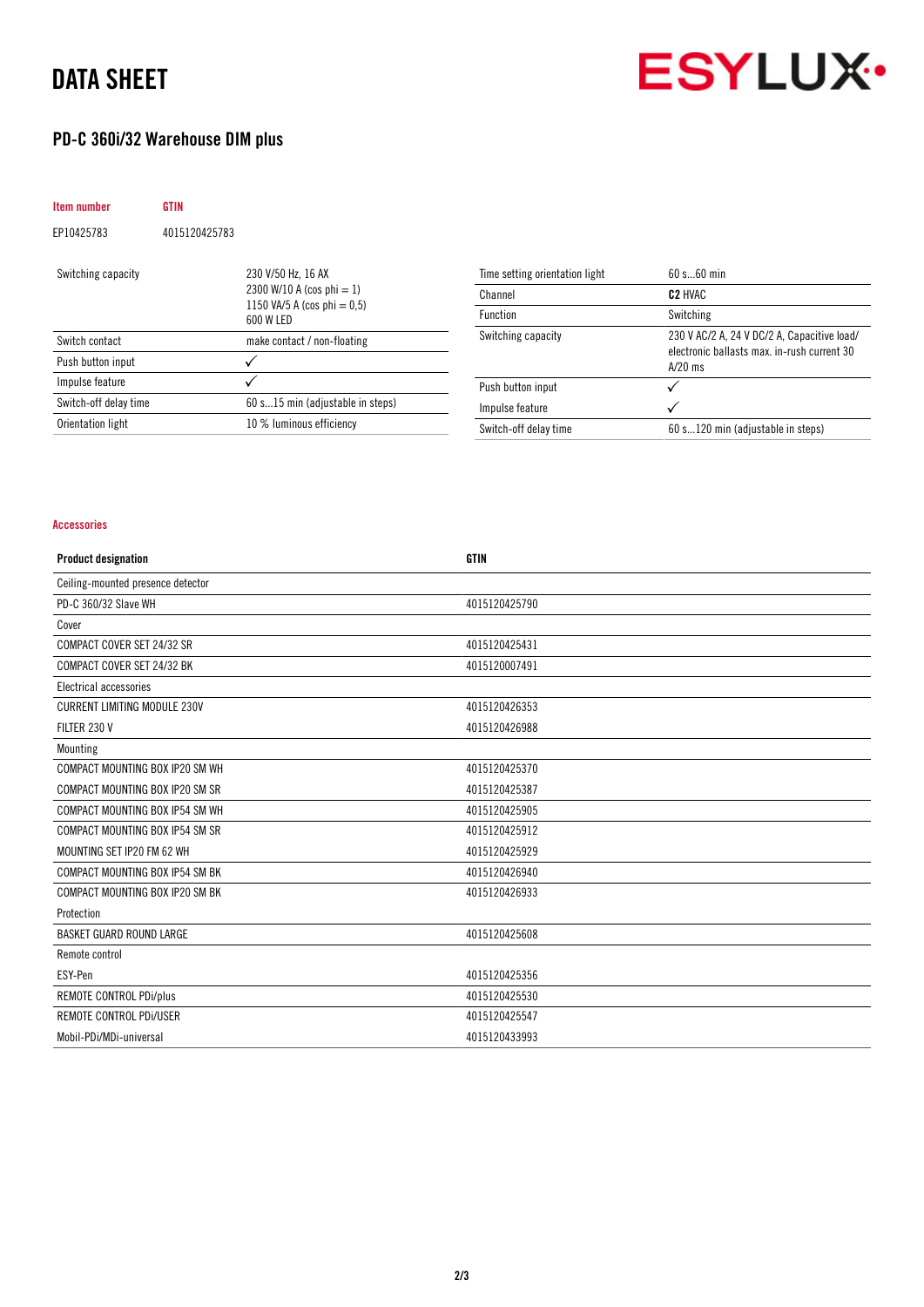# DATA SHEET

## PD-C 360i/32 Warehouse DIM plus

| Item number | GTIN |
|---|---|
| EP10425783 | 4015120425783 |

| | |
|---|---|
| Switching capacity | 230 V/50 Hz, 16 AX<br>2300 W/10 A (cos phi = 1)<br>1150 VA/5 A (cos phi = 0,5)<br>600 W LED |
| Switch contact | make contact / non-floating |
| Push button input | ✓ |
| Impulse feature | ✓ |
| Switch-off delay time | 60 s…15 min (adjustable in steps) |
| Orientation light | 10 % luminous efficiency |

| | |
|---|---|
| Time setting orientation light | 60 s…60 min |
| Channel | **C2** HVAC |
| Function | Switching |
| Switching capacity | 230 V AC/2 A, 24 V DC/2 A, Capacitive load/ electronic ballasts max. in-rush current 30 A/20 ms |
| Push button input | ✓ |
| Impulse feature | ✓ |
| Switch-off delay time | 60 s…120 min (adjustable in steps) |

### Accessories

| Product designation | GTIN |
|---|---|
| Ceiling-mounted presence detector | |
| PD-C 360/32 Slave WH | 4015120425790 |
| Cover | |
| COMPACT COVER SET 24/32 SR | 4015120425431 |
| COMPACT COVER SET 24/32 BK | 4015120007491 |
| Electrical accessories | |
| CURRENT LIMITING MODULE 230V | 4015120426353 |
| FILTER 230 V | 4015120426988 |
| Mounting | |
| COMPACT MOUNTING BOX IP20 SM WH | 4015120425370 |
| COMPACT MOUNTING BOX IP20 SM SR | 4015120425387 |
| COMPACT MOUNTING BOX IP54 SM WH | 4015120425905 |
| COMPACT MOUNTING BOX IP54 SM SR | 4015120425912 |
| MOUNTING SET IP20 FM 62 WH | 4015120425929 |
| COMPACT MOUNTING BOX IP54 SM BK | 4015120426940 |
| COMPACT MOUNTING BOX IP20 SM BK | 4015120426933 |
| Protection | |
| BASKET GUARD ROUND LARGE | 4015120425608 |
| Remote control | |
| ESY-Pen | 4015120425356 |
| REMOTE CONTROL PDi/plus | 4015120425530 |
| REMOTE CONTROL PDi/USER | 4015120425547 |
| Mobil-PDi/MDi-universal | 4015120433993 |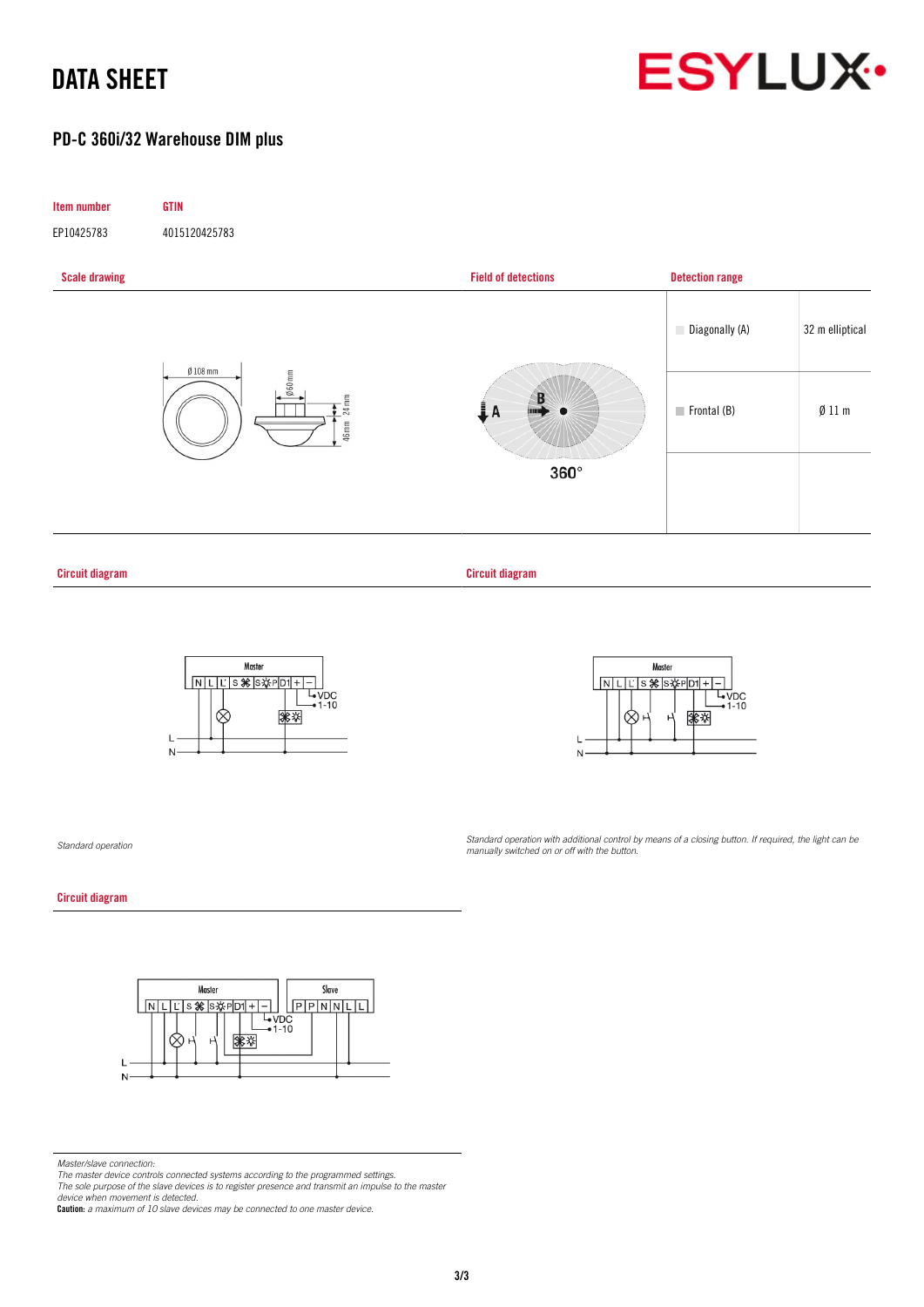# DATA SHEET

## PD-C 360i/32 Warehouse DIM plus

| Item number | GTIN |
|---|---|
| EP10425783 | 4015120425783 |

### Scale drawing

Ø 108 mm
Ø 60 mm
24 mm
46 mm

### Field of detections

A
B
360°

### Detection range

| | |
|---|---|
| Diagonally (A) | 32 m elliptical |
| Frontal (B) | Ø 11 m |

### Circuit diagram

Master
N L L' S S P D1 + −
VDC 1-10
L
N

*Standard operation*

### Circuit diagram

Master
N L L' S S P D1 + −
VDC 1-10
L
N

*Standard operation with additional control by means of a closing button. If required, the light can be manually switched on or off with the button.*

### Circuit diagram

Master
N L L' S S P D1 + −
VDC 1-10
Slave
P P N N L L
L
N

*Master/slave connection:*
*The master device controls connected systems according to the programmed settings.*
*The sole purpose of the slave devices is to register presence and transmit an impulse to the master device when movement is detected.*
**Caution:** *a maximum of 10 slave devices may be connected to one master device.*